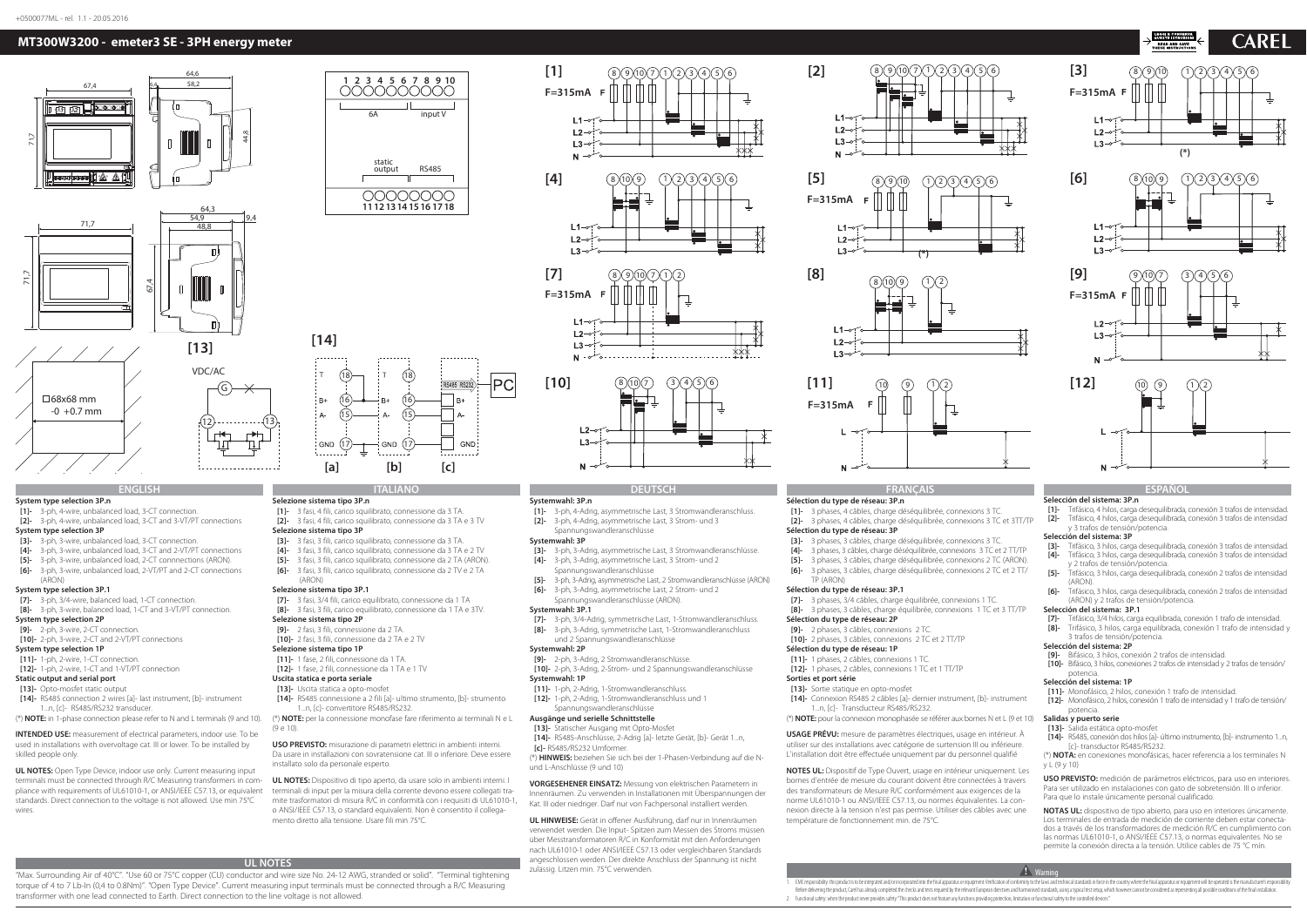# MT300W3200 - emeter3 SE - 3PH energy meter

## ENGLISH

**System type selection 3P.n**

[1]- 3-ph, 4-wire, unbalanced load, 3-CT connection.
[2]- 3-ph, 4-wire, unbalanced load, 3-CT and 3-VT/PT connections

**System type selection 3P**

[3]- 3-ph, 3-wire, unbalanced load, 3-CT connection.
[4]- 3-ph, 3-wire, unbalanced load, 3-CT and 2-VT/PT connections
[5]- 3-ph, 3-wire, unbalanced load, 2-CT connections (ARON).
[6]- 3-ph, 3-wire, unbalanced load, 2-VT/PT and 2-CT connections (ARON)

**System type selection 3P.1**

[7]- 3-ph, 3/4-wire, balanced load, 1-CT connection.
[8]- 3-ph, 3-wire, balanced load, 1-CT and 3-VT/PT connection.

**System type selection 2P**

[9]- 2-ph, 3-wire, 2-CT connection.
[10]- 2-ph, 3-wire, 2-CT and 2-VT/PT connections

**System type selection 1P**

[11]- 1-ph, 2-wire, 1-CT connection.
[12]- 1-ph, 2-wire, 1-CT and 1-VT/PT connection

**Static output and serial port**

[13]- Opto-mosfet static output
[14]- RS485 connection 2 wires [a]- last instrument, [b]- instrument 1...n, [c]- RS485/RS232 transducer.

(*) **NOTE:** in 1-phase connection please refer to N and L terminals (9 and 10).

**INTENDED USE:** measurement of electrical parameters, indoor use. To be used in installations with overvoltage cat. III or lower. To be installed by skilled people only.

**UL NOTES:** Open Type Device, indoor use only. Current measuring input terminals must be connected through R/C Measuring transformers in compliance with requirements of UL61010-1, or ANSI/IEEE C57.13, or equivalent standards. Direct connection to the voltage is not allowed. Use min 75°C wires.

## ITALIANO

**Selezione sistema tipo 3P.n**

[1]- 3 fasi, 4 fili, carico squilibrato, connessione da 3 TA.
[2]- 3 fasi, 4 fili, carico squilibrato, connessione da 3 TA e 3 TV

**Selezione sistema tipo 3P**

[3]- 3 fasi, 3 fili, carico squilibrato, connessione da 3 TA.
[4]- 3 fasi, 3 fili, carico squilibrato, connessione da 3 TA e 2 TV
[5]- 3 fasi, 3 fili, carico squilibrato, connessione da 2 TA (ARON).
[6]- 3 fasi, 3 fili, carico squilibrato, connessione da 2 TV e 2 TA (ARON)

**Selezione sistema tipo 3P.1**

[7]- 3 fasi, 3/4 fili, carico equilibrato, connessione da 1 TA
[8]- 3 fasi, 3 fili, carico equilibrato, connessione da 1 TA e 3TV.

**Selezione sistema tipo 2P**

[9]- 2 fasi, 3 fili, connessione da 2 TA.
[10]- 2 fasi, 3 fili, connessione da 2 TA e 2 TV

**Selezione sistema tipo 1P**

[11]- 1 fase, 2 fili, connessione da 1 TA.
[12]- 1 fase, 2 fili, connessione da 1 TA e 1 TV

**Uscita statica e porta seriale**

[13]- Uscita statica a opto-mosfet
[14]- RS485 connessione a 2 fili [a]- ultimo strumento, [b]- strumento 1...n, [c]- convertitore RS485/RS232.

(*) **NOTE:** per la connessione monofase fare riferimento ai terminali N e L (9 e 10).

**USO PREVISTO:** misurazione di parametri elettrici in ambienti interni. Da usare in installazioni con sovratensione cat. III o inferiore. Deve essere installato solo da personale esperto.

**UL NOTES:** Dispositivo di tipo aperto, da usare solo in ambienti interni. I terminali di input per la misura della corrente devono essere collegati tramite trasformatori di misura R/C in conformità con i requisiti di UL61010-1, o ANSI/IEEE C57.13, o standard equivalenti. Non è consentito il collegamento diretto alla tensione. Usare fili min 75°C.

## DEUTSCH

**Systemwahl: 3P.n**

[1]- 3-ph, 4-Adrig, asymmetrische Last, 3 Stromwandleranschluss.
[2]- 3-ph, 4-Adrig, asymmetrische Last, 3 Strom- und 3 Spannungswandleranschlüsse

**Systemwahl: 3P**

[3]- 3-ph, 3-Adrig, asymmetrische Last, 3 Stromwandleranschlüsse.
[4]- 3-ph, 3-Adrig, asymmetrische Last, 3 Strom- und 2 Spannungswandleranschlüsse
[5]- 3-ph, 3-Adrig, asymmetrische Last, 2 Stromwandleranschlüsse (ARON)
[6]- 3-ph, 3-Adrig, asymmetrische Last, 2 Strom- und 2 Spannungswandleranschlüsse (ARON).

**Systemwahl: 3P.1**

[7]- 3-ph, 3/4-Adrig, symmetrische Last, 1-Stromwandleranschluss.
[8]- 3-ph, 3-Adrig, symmetrische Last, 1-Stromwandleranschluss und 2 Spannungswandleranschlüsse

**Systemwahl: 2P**

[9]- 2-ph, 3-Adrig, 2 Stromwandleranschlüsse.
[10]- 2-ph, 3-Adrig, 2-Strom- und 2 Spannungswandleranschlüsse

**Systemwahl: 1P**

[11]- 1-ph, 2-Adrig, 1-Stromwandleranschluss.
[12]- 1-ph, 2-Adrig, 1-Stromwandleranschluss und 1 Spannungswandleranschlüsse

**Ausgänge und serielle Schnittstelle**

[13]- Statischer Ausgang mit Opto-Mosfet
[14]- RS485-Anschlüsse, 2-Adrig [a]- letzte Gerät, [b]- Gerät 1...n, [c]- RS485/RS232 Umformer.

(*) **HINWEIS:** beziehen Sie sich bei der 1-Phasen-Verbindung auf die N- und L-Anschlüsse (9 und 10)

**VORGESEHENER EINSATZ:** Messung von elektrischen Parametern in Innenräumen. Zu verwenden in Installationen mit Überspannungen der Kat. III oder niedriger. Darf nur von Fachpersonal installiert werden.

**UL HINWEISE:** Gerät in offener Ausführung, darf nur in Innenräumen verwendet werden. Die Input- Spitzen zum Messen des Stroms müssen über Messtransformatoren R/C in Konformität mit den Anforderungen nach UL61010-1 oder ANSI/IEEE C57.13 oder vergleichbaren Standards angeschlossen werden. Der direkte Anschluss der Spannung ist nicht zulässig. Litzen min. 75°C verwenden.

## FRANÇAIS

**Sélection du type de réseau: 3P.n**

[1]- 3 phases, 4 câbles, charge déséquilibrée, connexions 3 TC.
[2]- 3 phases, 4 câbles, charge déséquilibrée, connexions 3 TC et 3TT/TP

**Sélection du type de réseau: 3P**

[3]- 3 phases, 3 câbles, charge déséquilibrée, connexions 3 TC.
[4]- 3 phases, 3 câbles, charge déséquilibrée, connexions 3 TC et 2 TT/TP
[5]- 3 phases, 3 câbles, charge déséquilibrée, connexions 2 TC (ARON).
[6]- 3 phases, 3 câbles, charge déséquilibrée, connexions 2 TC et 2 TT/TP (ARON)

**Sélection du type de réseau: 3P.1**

[7]- 3 phases, 3/4 câbles, charge équilibrée, connexions 1 TC.
[8]- 3 phases, 3 câbles, charge équilibrée, connexions 1 TC et 3 TT/TP

**Sélection du type de réseau: 2P**

[9]- 2 phases, 3 câbles, connexions 2 TC.
[10]- 2 phases, 3 câbles, connexions 2 TC et 2 TT/TP

**Sélection du type de réseau: 1P**

[11]- 1 phases, 2 câbles, connexions 1 TC
[12]- 1 phases, 2 câbles, connexions 1 TC et 1 TT/TP

**Sorties et port série**

[13]- Sortie statique en opto-mosfet
[14]- Connexion RS485 2 câbles [a]- dernier instrument, [b]- instrument 1...n, [c]- Transducteur RS485/RS232.

(*) **NOTE:** pour la connexion monophasée se référer aux bornes N et L (9 et 10)

**USAGE PRÉVU:** mesure de paramètres électriques, usage en intérieur. À utiliser sur des installations avec catégorie de surtension III ou inférieure. L'installation doit être effectuée uniquement par du personnel qualifié

**NOTES UL:** Dispositif de Type Ouvert, usage en intérieur uniquement. Les bornes d'entrée de mesure du courant doivent être connectées à travers des transformateurs de Mesure R/C conformément aux exigences de la norme UL61010-1 ou ANSI/IEEE C57.13, ou normes équivalentes. La connexion directe à la tension n'est pas permise. Utiliser des câbles avec une température de fonctionnement min. de 75°C.

## ESPAÑOL

**Selección del sistema: 3P.n**

[1]- Trifásico, 4 hilos, carga desequilibrada, conexión 3 trafos de intensidad.
[2]- Trifásico, 4 hilos, carga desequilibrada, conexión 3 trafos de intensidad y 3 trafos de tensión/potencia.

**Selección del sistema: 3P**

[3]- Trifásico, 3 hilos, carga desequilibrada, conexión 3 trafos de intensidad.
[4]- Trifásico, 3 hilos, carga desequilibrada, conexión 3 trafos de intensidad y 2 trafos de tensión/potencia.
[5]- Trifásico, 3 hilos, carga desequilibrada, conexión 2 trafos de intensidad (ARON).
[6]- Trifásico, 3 hilos, carga desequilibrada, conexión 2 trafos de intensidad (ARON) y 2 trafos de tensión/potencia.

**Selección del sistema: 3P.1**

[7]- Trifásico, 3/4 hilos, carga equilibrada, conexión 1 trafo de intensidad.
[8]- Trifásico, 3 hilos, carga equilibrada, conexión 1 trafo de intensidad y 3 trafos de tensión/potencia.

**Selección del sistema: 2P**

[9]- Bifásico, 3 hilos, conexión 2 trafos de intensidad.
[10]- Bifásico, 3 hilos, conexiones 2 trafos de intensidad y 2 trafos de tensión/potencia.

**Selección del sistema: 1P**

[11]- Monofásico, 2 hilos, conexión 1 trafo de intensidad.
[12]- Monofásico, 2 hilos, conexión 1 trafo de intensidad y 1 trafo de tensión/potencia.

**Salidas y puerto serie**

[13]- Salida estática opto-mosfet
[14]- RS485, conexión dos hilos [a]- último instrumento, [b]- instrumento 1...n, [c]- transductor RS485/RS232.

(*) **NOTA:** en conexiones monofásicas, hacer referencia a los terminales N y L (9 y 10)

**USO PREVISTO:** medición de parámetros eléctricos, para uso en interiores. Para ser utilizado en instalaciones con gato de sobretensión. III o inferior. Para que lo instale únicamente personal cualificado.

**NOTAS UL:** dispositivo de tipo abierto, para uso en interiores únicamente. Los terminales de entrada de medición de corriente deben estar conectados a través de los transformadores de medición R/C en cumplimiento con las normas UL61010-1, o ANSI/IEEE C57.13, o normas equivalentes. No se permite la conexión directa a la tensión. Utilice cables de 75 °C mín.

## UL NOTES

"Max. Surrounding Air of 40°C". "Use 60 or 75°C copper (CU) conductor and wire size No. 24-12 AWG, stranded or solid". "Terminal tightening torque of 4 to 7 Lb-In (0,4 to 0.8Nm)". "Open Type Device". Current measuring input terminals must be connected through a R/C Measuring transformer with one lead connected to Earth. Direct connection to the line voltage is not allowed.

## Warning

1. EMC responsibility: this product is to be integrated and/or incorporated into the final apparatus or equipment. Verification of conformity to the laws and technical standards in force in the country where the final apparatus or equipment will be operated is the manufacturer's responsibility. Before delivering the product, Carel has already completed the checks and tests required by the relevant European directives and harmonised standards, using a typical test setup, which however cannot be considered as representing all possible conditions of the final installation.
2. Functional safety: where the product never provides safety "This product does not feature any functions providing protection, limitation or functional safety to the controlled devices"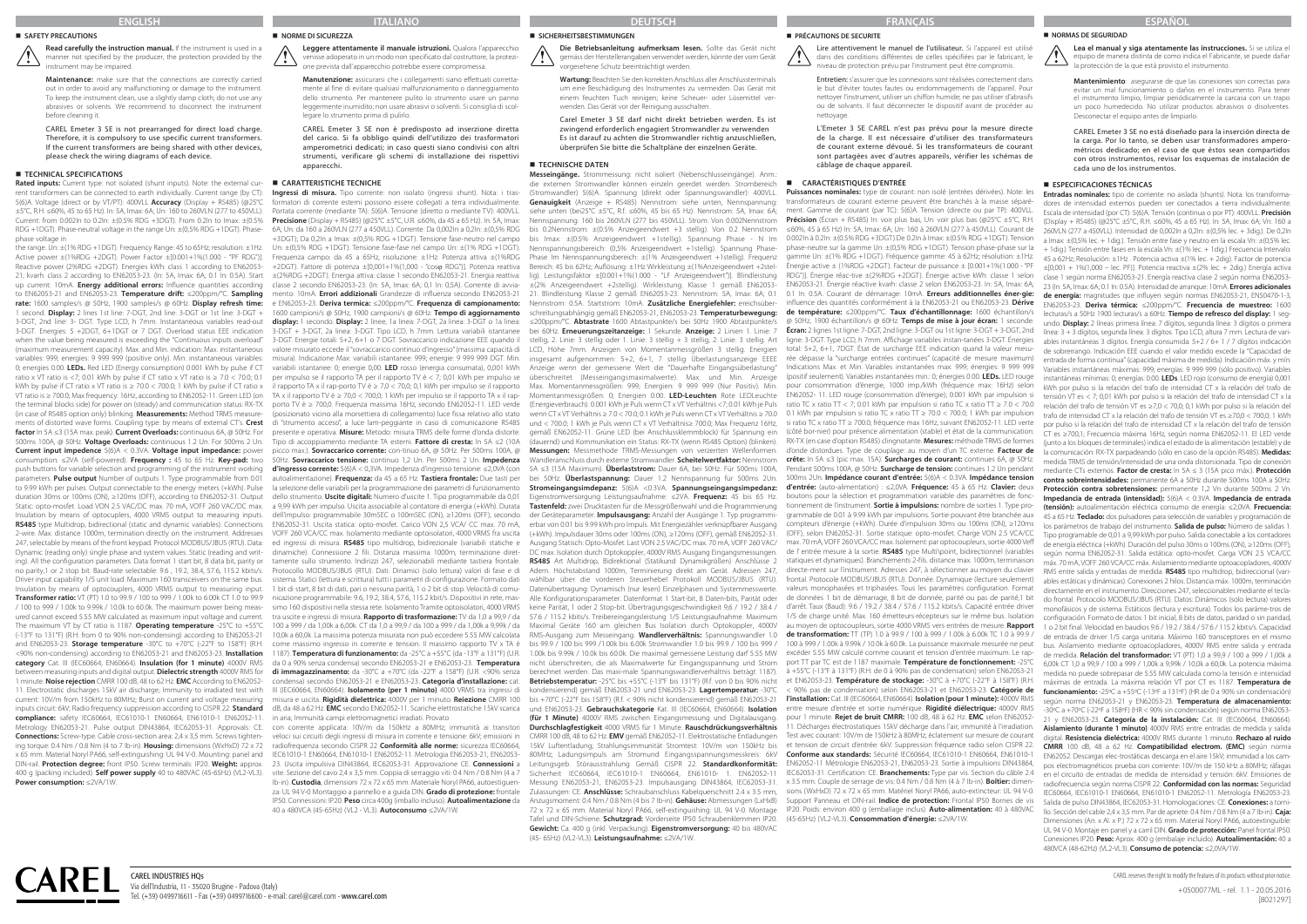## ENGLISH

### ■ SAFETY PRECAUTIONS

**Read carefully the instruction manual.** If the instrument is used in a manner not specified by the producer, the protection provided by the instrument may be impaired.

**Maintenance:** make sure that the connections are correctly carried out in order to avoid any malfunctioning or damage to the instrument. To keep the instrument clean, use a slightly damp cloth; do not use any abrasives or solvents. We recommend to disconnect the instrument before cleaning it.

CAREL Emeter 3 SE is not prearranged for direct load charge. Therefore, it is compulsory to use specific current transformers. If the current transformers are being shared with other devices, please check the wiring diagrams of each device.

### ■ TECHNICAL SPECIFICATIONS

**Rated inputs:** Current type: not isolated (shunt inputs). Note: the external current transformers can be connected to earth individually. Current range (by CT): 5(6)A. Voltage (direct or by VT/PT): 400VLL. **Accuracy** (Display + RS485) (@25°C ±5°C, R.H. ≤60%, 45 to 65 Hz). In: 5A, Imax: 6A; Un: 160 to 260VLN (277 to 450VLL). Current: from 0.002In to 0.2In: ±(0.5% RDG +3DGT). From 0.2In to Imax: ±(0.5% RDG +1DGT). Phase-neutral voltage in the range Un: ±(0,5% RDG +1DGT). Phase-phase voltage in the range. Un: ±(1% RDG +1DGT). Frequency Range: 45 to 65Hz; resolution: ±1Hz. Active power: ±(1%RDG +2DGT). Power Factor: ±[0.001+1%(1.000 - "PF RDG")]. Reactive power (2%RDG +2DGT). Energies: kWh: class 1 according to EN62053-21; kvarh: class 2 according to EN62053-23. (In: 5A, Imax: 6A; 0.1 In: 0.5A). Start up current: 10mA. **Energy additional errors:** Influence quantities according to EN62053-21 and EN62053-23. **Temperature drift:** ≤200ppm/°C. **Sampling rate:** 1600 samples/s @ 50Hz, 1900 samples/s @ 60Hz. **Display refresh time:** 1 second. **Display:** 2 lines 1st line: 7-DGT, 2nd line: 3-DGT or 1st line: 3-DGT + 3-DGT, 2nd line: 3- DGT. Type LCD, h 7mm. Instantaneous variables read-out 3-DGT. Energies: 5 +2DGT, 6+1DGT or 7 DGT. Overload status EEE indication when the value being measured is exceeding the "Continuous inputs overload" (maximum measurement capacity). Max. and Min. indication: Max. instantaneous variables: 999; energies: 9 999 999 (positive only). Min. instantaneous variables: 0; energies 0.00. **LEDs.** Red LED (Energy consumption) 0.001 kWh by pulse if CT ratio x VT ratio is <7; 0.01 kWh by pulse if CT ratio x VT ratio is ≥ 7.0 < 70.0; 0.1 kWh by pulse if CT ratio x VT ratio is ≥ 70.0 < 700.0; 1 kWh by pulse if CT ratio x VT ratio is ≥ 700.0; Max frequency: 16Hz, according to EN62052-11. Green LED (on the terminal blocks side) for power on (steady) and communication status: RX-TX (in case of RS485 option only) blinking. **Measurements:** Method TRMS measurements of distorted wave forms. Coupling type: by means of external CT's. **Crest factor** In 5A ≤3 (15A max. peak). **Current Overloads:** continuous 6A, @ 50Hz. For 500ms 100A, @ 50Hz. **Voltage Overloads:** continuous 1.2 Un. For 500ms 2 Un. **Current input impedence** 5(6)A < 0.3VA. **Voltage input impedance:** power consumption: ≤2VA (self-powered). **Frequency** : 45 to 65 Hz. **Key-pad:** two push buttons for variable selection and programming of the instrument working parameters. **Pulse output** Number of outputs 1. Type programmable from 0.01 to 9.99 kWh per pulse. Output connectable to the energy meters (+kWh). Pulse duration 30ms or 100ms (ON), ≥120ms (OFF), according to EN62053-31. Output Static: opto-mosfet. Load VON 2.5 VAC/DC max. 70 mA, VOFF 260 VAC/DC max. Insulation by means of optocouplers, 4000 VRMS output to measuring inputs. **RS485** type Multidrop, bidirectional (static and dynamic variables). Connections 2-wire. Max. distance 1000m, termination directly on the instrument. Addresses 247, selectable by means of the front keypad. Protocol MODBUS/JBUS (RTU). Data: Dynamic (reading only) single phase and system values. Static (reading and writing). All the configuration parameters. Data format 1 start bit, 8 data bit, parity or no parity,1 or 2 stop bit. Baud-rate selectable: 9.6 , 19.2 , 38.4 , 57.6 , 115.2 kbit/s. Driver input capability 1/5 unit load. Maximum 160 transceivers on the same bus. Insulation by means of optocouplers, 4000 VRMS output to measuring inputs. **Transformer ratio:** VT (PT) 1.0 to 99.9 / 100 to 999 / 1.00k to 6.00k CT 1.0 to 99.9 / 100 to 999 / 1.00k to 9.99k / 10.0k to 60.0k. The maximum power being measured cannot exceed 5.55 MW calculated as maximum input voltage and current. The maximum VT by CT ratio is 1187. **Operating temperature** -25°C to +55°C (-13°F to 131°F) (R.H. from 0 to 90% non-condensing) according to EN62053-21 and EN62053-23. **Storage temperature** -30°C to +70°C (-22°F to 158°F) (R.H. <90% non-condensing) according to EN62053-21 and EN62053-23. **Installation category** Cat. III (IEC60664, EN60664). **Insulation (for 1 minute)** 4000V RMS between measuring inputs and digital output. **Dielectric strength** 4000V RMS for 1 minute. **Noise rejection** CMRR 100 dB, 48 to 62 Hz. **EMC** According to EN62052-11. Electrostatic discharges 15kV air discharge; Immunity to irradiated test with current: 10V/m from 150kHz to 80MHz; Burst on current and voltage measuring inputs circuit: 6kV; Radio frequency suppression according to CISPR 22. **Standard compliance:** safety IEC60664, IEC61010-1 EN60664, EN61010-1 EN62052-11. Metrology EN62053-21. Pulse output DIN43864, IEC62053-31. Approvals: CE. **Connections:** Screw-type. Cable cross-section area: 2,4 x 3,5 mm. Screws tightening torque: 0.4 Nm / 0.8 Nm (4 to 7 lb-in). **Housing:** dimensions (WxHxD) 72 x 72 x 65 mm. Material Noryl PA66, self-extinguishing: UL 94 V-0. Mounting: panel and DIN-rail. **Protection degree:** front IP50. Screw terminals: IP20. **Weight:** approx. 400 g (packing included). **Self power supply** 40 to 480VAC (45-65Hz) (VL2-VL3). **Power consumption:** ≤2VA/1W.

## ITALIANO

### ■ NORME DI SICUREZZA

**Leggere attentamente il manuale istruzioni.** Qualora l'apparecchio venisse adoperato in un modo non specificato dal costruttore, la protezione prevista dall'apparecchio potrebbe essere compromessa.

**Manutenzione:** assicurarsi che i collegamenti siano effettuati correttamente al fine di evitare qualsiasi malfunzionamento o danneggiamento dello strumento. Per mantenere pulito lo strumento usare un panno leggermente inumidito; non usare abrasivi o solventi. Si consiglia di scollegare lo strumento prima di pulirlo.

CAREL Emeter 3 SE non è predisposto ad inserzione diretta del carico. Si fa obbligo quindi dell'utilizzo dei trasformatori amperometrici dedicati; in caso questi siano condivisi con altri strumenti, verificare gli schemi di installazione dei rispettivi apparecchi.

### ■ CARATTERISTICHE TECNICHE

**Ingressi di misura.** Tipo corrente: non isolato (ingressi shunt). Nota: i trasformatori di corrente esterni possono essere collegati a terra individualmente. Portata corrente (mediante TA): 5(6)A. Tensione (diretto o mediante TV): 400VLL. **Precisione** (Display + RS485) (@25°C ±5°C, U.R. ≤60%, da 45 a 65 Hz). In: 5A, Imax: 6A; Un: da 160 a 260VLN (277 a 450VLL). Corrente: Da 0,002In a 0,2In: ±(0,5% RDG +3DGT); Da 0,2In a Imax: ±(0,5% RDG +1DGT). Tensione fase-neutro nel campo Un: ±(0,5% RDG +1DGT). Tensione fase-fase nel campo Un: ±(1% RDG +1DGT). Frequenza campo: da 45 a 65Hz; risoluzione: ±1Hz. Potenza attiva: ±(1%RDG +2DGT). Fattore di potenza: ±[0,001+1%(1,000 - "cosφ RDG")]. Potenza reattiva ±(2%RDG +2DGT). Energia attiva: classe 1 secondo EN62053-21. Energia reattiva: classe 2 secondo EN62053-23. (In: 5A, Imax: 6A; 0,1 In: 0,5A). Corrente di avviamento: 10mA. **Errori addizionali** Grandezze di influenza secondo EN62053-21 e EN62053-23. **Deriva termica:** ≤200ppm/°C. **Frequenza di campionamento:** 1600 campioni/s @ 50Hz, 1900 campioni/s @ 60Hz. **Tempo di aggiornamento display:** 1 secondo. **Display:** 2 linee, 1a linea: 7-DGT, 2a linea: 3-DGT o 1a linea: 3-DGT + 3-DGT, 2a linea: 3-DGT. Tipo LCD, h 7mm. Lettura variabili istantanee 3-DGT. Energie totali: 5+2, 6+1 o 7 DGT. Sovraccarico indicazione EEE quando il valore misurato eccede il "sovraccarico continuo d'ingresso" (massima capacità di misura). Indicazione Max: variabili istantanee: 999; energie: 9 999 999 DGT. Min. variabili istantanee: 0; energie 0,00. **LED** rosso (energia consumata), 0,001 kWh per impulso se il rapporto TA per il rapporto TV è < 7; 0,01 kWh per impulso se il rapporto TA x il rap-porto TV è ≥ 7,0 < 70,0; 0,1 kWh per impulso se il rapporto TA x il rapporto TV è ≥ 70,0 < 700,0; 1 kWh per impulso se il rapporto TA x il rapporto TV è ≥ 700,0. Frequenza massima 16Hz, secondo EN62052-11. LED verde (posizionato vicino alla morsettiera di collegamento) luce fissa relativo allo stato di "strumento acceso", a luce lam-peggiante in caso di comunicazione RS485 presente e operativa. **Misure:** Metodo: misura TRMS delle forme d'onda distorte. Tipo di accoppiamento mediante TA esterni. **Fattore di cresta:** In 5A ≤ 3 (10A picco max.). **Sovraccarico corrente:** con-tinuo 6A, @ 50Hz. Per 500ms 100A, @ 50Hz. **Sovraccarico tensione:** continuo 1,2 Un. Per 500ms 2 Un. **Impedenza d'ingresso corrente:** 5(6)A < 0,3VA. Impedenza d'ingresso tensione: ≤2,0VA (con autoalimentazione). **Frequenza:** da 45 a 65 Hz. **Tastiera frontale:** Due tasti per la selezione delle variabili per la programmazione dei parametri di funzionamento dello strumento. **Uscite digitali:** Numero d'uscite 1. Tipo programmabile da 0,01 a 9,99 kWh per impulso. Uscita associabile al contatore di energia (+kWh). Durata dell'impulso: programmabile 30mSEC o 100mSEC (ON), ≥120ms (OFF), secondo EN62052-31. Uscita statica: opto-mosfet. Carico VON 2,5 VCA/ CC max. 70 mA, VOFF 260 VCA/CC max. Isolamento mediante optoisolatori, 4000 VRMS fra uscita ed ingressi di misura. **RS485** tipo multidrop, bidirezionale (variabili statiche e dinamiche). Connessione 2 fili. Distanza massima 1000m, terminazione direttamente sullo strumento. Indirizzi 247, selezionabili mediante tastiera frontale. Protocollo MODBUS/JBUS (RTU). Dati: Dinamici (solo lettura) valori di fase e di sistema. Statici (lettura e scrittura) tutti i parametri di configurazione. Formato dati 1 bit di start, 8 bit di dati, pari o nessuna parità, 1 o 2 bit di stop. Velocità di comunicazione programmabile: 9,6, 19,2, 38,4, 57,6, 115.2 kbit/s. Dispositivi in rete, massimo 160 dispositivi nella stessa rete. Isolamento Tramite optoisolatori, 4000 VRMS tra uscite e ingressi di misura. **Rapporto di trasformazione:** TV da 1,0 a 99,9 / da 100 a 999 / da 1,00k a 6,00k. CT da 1,0 a 99,9 / da 100 a 999 / da 1,00k a 9,99k / da 10,0k a 60,0k. La massima potenza misurata non può eccedere 5.55 MW calcolata come massimo ingresso in corrente e tensioni. Il massimo rapporto TV x TA è 1187. **Temperatura di funzionamento:** da -25°C a +55°C (da -13°F a 131°F) (U.R. da 0 a 90% senza condensa) secondo EN62053-21 e EN62053-23. **Temperatura di immagazzinamento:** da -30°C a +70°C (da -22°F a 158°F) (U.R. <90% senza condensa) secondo EN62053-21 e EN62053-23. **Categoria d'installazione:** cat. III (IEC60664, EN60664). **Isolamento (per 1 minuto)** 4000 VRMS tra ingressi di misura e uscita. **Rigidità dielettrica:** 4000V per 1 minuto. **Reiezione** CMRR 100 dB, da 48 a 62 Hz. **EMC** secondo EN62052-11. Scariche elettrostatiche 15kV scarica in aria; Immunità campi elettromagnetici irradiati. Prova to con corrente applicata: 10V/m da 150kHz a 80MHz; immunità ai transitori veloci sui circuiti degli ingressi di misura in corrente e tensione: 6kV; emissioni in radiofrequenza secondo CISPR 22. **Conformità alle norme:** sicurezza IEC60664, IEC61010-1 EN60664, EN61010-1 EN62052-11. Metrologia EN62053-21, EN62053-23. Uscita impulsiva DIN43864, IEC62053-31. Approvazione CE. **Connessioni** a vite. Sezione del cavo 2,4 x 3,5 mm. Coppia di serraggio viti: 0.4 Nm / 0.8 Nm (4 a 7 lb-in). **Custodia**, dimensioni 72 x 72 x 65 mm. Materiale Noryl PA66, autoestinguenza: UL 94 V-0. Montaggio a pannello e a guida DIN. **Grado di protezione:** frontale IP50. Connessioni: IP20. **Peso** circa 400g (imballo incluso). **Autoalimentazione** da 40 a 480VCA (45-65Hz) (VL2 - VL3). **Autoconsumo** ≤2VA/1W.

## DEUTSCH

### ■ SICHERHEITSBESTIMMUNGEN

**Die Betriebsanleitung aufmerksam lesen.** Sollte das Gerät nicht gemäss der Herstellerangaben verwendet werden, könnte der vom Gerät vorgesehene Schutz beeinträchtigt werden.

**Wartung:** Beachten Sie den korrekten Anschluss aller Anschlussterminals um eine Beschädigung des Instrumentes zu vermeiden. Das Gerät mit einem feuchten Tuch reinigen; keine Scheuer- oder Lösemittel verwenden. Das Gerät vor der Reinigung ausschalten.

Carel Emeter 3 SE darf nicht direkt betrieben werden. Es ist zwingend erforderlich engagiert Stromwandler zu verwenden Es ist darauf zu achten die Stromwandler richtig anzuschließen, überprüfen Sie bitte die Schaltpläne der einzelnen Geräte.

### ■ TECHNISCHE DATEN

**Messeingänge.** Stromessung: nicht isoliert (Nebenschlusseingänge). Anm.: die externen Stromwandler können einzeln geerdet werden. Strombereich (Stromwandler): 5(6)A. Spannung (direkt oder Spannungswandler): 400VLL. **Genauigkeit** (Anzeige + RS485) Nennstrom: siehe unten, Nennspannung: siehe unten (bei25°C ±5°C, R.F. ≤60%, 45 bis 65 Hz). Nennstrom: 5A, Imax: 6A; Nennspannung: 160 bis 260VLN (277 bis 450VLL). Strom: Von 0.002Nennstrom bis 0.2Nennstrom: ±(0.5% Anzeigewert +3 stellig). Von 0.2 Nennstrom bis Imax: ±(0.5% Anzeigewert +1stellig). Spannung Phase - N Im Nennspannungsbereich: (0,5% Anzeigewert +1stellig). Spannung Phase-Phase Im Nennspannungsbereich: ±(1% Anzeigewert +1stellig). Frequenz Bereich: 45 bis 62Hz; Auflösung: ±1Hz. Wirkleistung: ±(1%Anzeigewert +2stellig). Leistungsfaktor ±[0.001+1%(1.000 - "LF Anzeigewert")]. Blindleistung ±(2% Anzeigewert +2stellig). Wirkleistung: Klasse 1 gemäß EN62053-21. Blindleistung: Klasse 2 gemäß EN62053-23. Nennstrom: 5A, Imax: 6A; 0.1 Nennstrom: 0.5A. Startstrom: 10mA. **Zusätzliche Energiefehler:** einschussbeschreitungsabhängig gemäß EN62053-21, EN62053-23. **Temperaturbewegung:** ≤200ppm/°C. **Abtastrate** 1600 Abtastpunkte/s bei 50Hz 1900 Abtastpunkte/s bei 60Hz. **Erneuerungszeitanzeige:** 1 Sekunde. **Anzeige:** 2 Linien 1. Linie: 7 stellig, 2. Linie 3 stellig oder 1. Linie 3 stellig + 3 stellig, 2. Linie 3 stellig. Art LCD, Höhe 7mm. Anzeigen von Momentanmessgrößen 3 stellig. Energien insgesamt aufgenommen: 5+2, 6+1, 7 stellig Überlastungsanzeige EEE Anzeige wenn der gemessene Wert die "Dauerhafte Eingangsüberlastung" überschreitet (Messeingangsmaximalwerte). Max. und Min. Anzeige Max. Momentanmessgrößen: 999; Energien: 9 999 999 (Nur Positiv). Min. Momentanmessgrößen: 0; Energien 0.00. **LED-Leuchten** Rote LED-Leuchte (Energieverbrauch), 0.001 kWh je Puls wenn CT x VT Verhältnis <7; 0.01 kWh je Puls wenn CT x VT Verhältnis ≥ 7.0 < 70.0; 0.1 kWh je Puls wenn CT x VT Verhältnis ≥ 70.0 und < 700.0; 1 kWh je Puls wenn CT x VT Verhältnis ≥ 700.0; Max. Frequenz 16Hz, gemäß EN62052-11. Grüne LED (bei Anschlussklemmblock) für Spannung ein (dauernd) und Kommunikation ein Status: RX-TX (wenn RS485 Option) (blinken). **Messungen:** Messmethode TRMS-Messungen von verzerrten Wellenformen. Wandleranschluss durch externe Stromwandler. **Scheitelwertfaktor:** Nennstrom 5A ≤3 (15A Maximum). **Überlaststrom:** Dauer 6A, bei 50Hz. Für 500ms 100A, bei 50Hz. **Überlastspannung:** Dauer 1.2 Nennspannung Für 500ms 2Un. **Stromeingangsimpedanz:** 5(6)A <0.3VA. **Spannungseingangsimpedanz:** Eigenstromversorgung. Leistungsaufnahme: ≤2VA. **Frequenz:** 45 bis 65 Hz. **Tastenfeld:** zwei Drucktasten für die Messgrößenwahl und die Programmierung der Geräteparameter. **Impulsausgang:** Anzahl der Ausgänge 1. Typ programmierbar von 0.01 bis 9.99 kWh pro Impuls. Mit Energiezähler verknüpfbarer Ausgang (+kWh). Impulsdauer 30ms oder 100ms (ON), ≥120ms (OFF), gemäß EN62052-31. Ausgang Statisch: Opto-Mosfet. Last VON 2.5 VAC/DC max. 70 mA, VOFF 260 VAC/DC max. Isolation durch Optokoppler, 4000V RMS Ausgang Eingangsmessungen. **RS485** Art Multidrop, Bidirektional (Statikund Dynamikgrößen) Anschlüsse 2 Adern. Höchstabstand 1000m, Terminierung direkt am Gerät. Adressen 247, wählbar über die vorderen Steuerhebel Protokoll MODBUS/JBUS (RTU). Datenübertragung: Dynamisch (nur lesen) Einzelphasen und Systemmesswerte. Alle Konfigurationsparameter. Datenformat 1 Start-bit, 8 Daten-bits, Parität oder keine Parität, 1 oder 2 Stop-bit Übertragungsgeschwindigkeit 9.6 / 19.2 / 38.4 / 57.6 / 115.2 kbit/s. Treibereingangsleistung 1/5 Leistungsaufnahme: Maximum Maximal Geräte 160 am gleichen Bus Isolation durch Optokoppler, 4000V RMS-Ausgang zum Messeingang. **Wandlerverhältnis:** Spannungswandler 1.0 bis 99.9 / 100 bis 999 / 1.00k bis 6.00k Stromwandler 1.0 bis 99.9 / 100 bis 999 / 1.00k bis 9.99k / 10.0k bis 60.0k. Die maximal gemessene Leistung darf 5.55 MW nicht überschreiten, die als Maximalwerte für Eingangsspannung und Strom berechnet werden. Das maximale Spannungswandlerverhältnis beträgt 1187. **Betriebstemperatur:** -25°C bis +55°C (-13°F bis 131°F) (R.F. von 0 bis 90% nicht kondensierend) gemäß EN62053-21 und EN62053-23. **Lagertemperatur:** -30°C bis +70°C (-22°F bis 158°F) (R.F. < 90% nicht kondensierend) gemäß EN62053-21 und EN62053-23. **Gebrauchskategorie** Kat. III (IEC60664, EN60664). **Isolation (für 1 Minute)** 4000V RMS zwischen Eingangsmessung und Digitalausgang. **Durchschlagfestigkeit** 4000 VRMS für 1 Minute. **Rauschdrückungsverhältnis** CMRR 100 dB, 48 to 62 Hz. **EMV** gemäß EN62052-11. Elektrostatische Entladungen 15kV Luftentladung; Strahlungsimmunität Stromtest: 10V/m von 150kHz bis 80MHz; Ladungsimpuls am Stromund Eingangsspannungsmesskreis: 6kV. Leitungsgeb. Störausstrahlung Gemäß CISPR 22. **Standardkonformität:** Sicherheit IEC60664, IEC61010-1 EN60664, EN61010- 1. EN62052-11 Messung EN62053-21, EN62053-23. Impulsausgang DIN43864, IEC62053-31. Zulassungen: CE. **Anschlüsse:** Schraubanschluss Kabelquerschnitt 2.4 x 3.5 mm, Anzugsmoment: 0.4 Nm / 0.8 Nm (4 a 7 lb-in). **Gehäuse:** Abmessungen (LxHxB) 72 x 72 x 65 mm. Material Noryl PA66, self-extinguishing: UL 94 V-0. Montage Tafel und DIN-Schiene. **Schutzgrad:** Vorderseite IP50 Schraubenklemmen IP20. **Gewicht:** Ca. 400 g (inkl. Verpackung). **Eigenstromversorgung:** 40 bis 480VAC (45- 65Hz) (VL2-VL3). **Leistungsaufnahme:** ≤2VA/1W.

## FRANÇAIS

### ■ PRÉCAUTIONS DE SECURITE

**Lire attentivement le manuel de l'utilisateur.** Si l'appareil est utilisé dans des conditions différentes de celles spécifiées par le fabricant, le niveau de protection prévu par l'instrument peut être compromis.

**Entretien:** s'assurer que les connexions sont réalisées correctement dans le but d'éviter toutes fautes ou endommagements de l'appareil. Pour nettoyer l'instrument, utiliser un chiffon humide; ne pas utiliser d'abrasifs ou de solvants. Il faut déconnecter le dispositif avant de procéder au nettoyage.

**L'Emeter 3 SE CAREL n'est pas prévu pour la mesure directe de la charge. Il est nécessaire d'utiliser des transformateurs de courant externe dévoué. Si les transformateurs de courant sont partagées avec d'autres appareils, vérifier les schémas de câblage de chaque appareil.**

### ■ CARACTÉRISTIQUES D'ENTRÉE

**Puissances nominales:** type de courant: non isolé (entrées dérivées). Note: les transformateurs de courant externe peuvent être branchés à la masse séparément. Gamme de courant (par TC): 5(6)A. Tension (directe ou par TP): 400VLL. **Précision** (Écran + RS485) In: voir plus bas, Un: voir plus bas (@25°C ±5°C, R.H. ≤60%, 45 à 65 Hz) In: 5A, Imax: 6A; Un: 160 à 260VLN (277 à 450VLL). Courant de 0.002In à 0.2In: ±(0.5% RDG +3DGT).De 0.2In à Imax: ±(0.5% RDG +1DGT). Tension phase-neutre sur la gamme Un: ±(0,5% RDG +1DGT). Tension phase-phase sur la gamme Un: ±(1% RDG +1DGT). Fréquence gamme: 45 à 62Hz; résolution: ±1Hz. Énergie active ± (1%RDG +2DGT). Facteur de puissance ± [0.001+1%(1.000 - "PF RDG")]. Énergie réac-tive ±(2%RDG +2DGT). Énergie active kWh: classe 1 selon EN62053-21. Énergie réactive kvarh: classe 2 selon EN62053-23. In: 5A, Imax: 6A; 0.1 In: 0.5A. Courant de démarrage: 10mA. **Erreurs additionnelles énergie:** influence des quantités conformément à la EN62053-21 ou EN62053-23. **Dérive de température:** ≤200ppm/°C. **Taux d'échantillonnage:** 1600 échantillon/s @ 50Hz, 1900 échantillon/s @ 60Hz. **Temps de mise à jour écran:** 1 seconde. **Écran:** 2 lignes 1st ligne: 7-DGT, 2nd ligne: 3-DGT ou 1st ligne: 3-DGT + 3-DGT, 2nd ligne: 3-DGT. Type LCD, h 7mm. Affichage variables instan-tanées 3 DGT. Énergies total: 5+2, 6+1, 7DGT. État de surcharge EEE indication quand la valeur mesurée dépasse la "surcharge entrées continues" (capacité de mesure maximum) Indications Max. et Min. Variables instantanées max: 999; énergies: 9 999 999 (positif seulement). Variables instantanées min: 0; énergies 0.00. **LEDs.** LED rouge pour consommation d'énergie, 1000 imp./kWh (fréquence max: 16Hz) selon EN62052- 11. LED rouge (consommation d'énergie); 0.001 kWh par impulsion si ratio TC x ratio TT < 7; 0.01 kWh par impulsion si ratio TC x ratio TT ≥ 7.0 < 70.0 0.1 kWh par impulsion si ratio TC x ratio TT ≥ 70.0 < 700.0; 1 kWh par impulsion si ratio TC x ratio TT ≥ 700.0; fréquence max 16Hz, suivant EN62052-11. LED verte (côté bor-nier) pour présence alimentation (stable) et état de la communication: RX-TX (en case d'option RS485) clignotante. **Mesures:** méthode TRMS de formes d'onde distordues. Type de couplage: au moyen d'un TC externe. **Facteur de crête:** In 5A ≤3 (pic max. 15A). **Surcharges de courant:** continues 6A, @ 50Hz. Pendant 500ms 100A, @ 50Hz. **Surcharge de tension:** continues 1.2 Un pendant 500ms 2Un. **Impédance courant d'entrée:** 5(6)A < 0.3VA. **Impédance tension d'entrée:** (auto-alimentation) : ≤2,0VA. **Fréquence:** 45 à 65 Hz. **Clavier:** deux boutons pour la sélection et programmation variable des paramètres de fonctionnement de l'instrument. **Sortie à impulsions:** nombre de sorties 1. Type programmable de 0.01 à 9.99 kWh par impulsions. Sortie pouvant être branchée aux compteurs d'énergie (+kWh). Durée d'impulsion 30ms ou 100ms (ON), ≥120ms (OFF), selon EN62052-31. Sortie statique: opto-mosfet. Charge VON 2.5 VCA/CC max. 70 mA, VOFF 260 VCA/CC max. Isolement: par optocoupleurs, sortie 4000 Veff de l'entrée mesure à la sortie. **RS485** type Multi-point, bidirectionnel (variables statiques et dynamiques). Branchements 2-fils. distance max 1000m, terminaison directe-ment sur l'instrument. Adresses 247, à sélectionner au moyen du clavier frontal. Protocole MODBUS/JBUS (RTU). Donnée. Dynamique (lecture seulement) valeurs monophasées et triphasées. Tous les paramètres configuration. Format de données 1 bit de démarrage, 8 bit de donnée, parité ou pas de parité,1 bit d'arrêt. Taux (Baud): 9.6 / 19.2 / 38.4 / 57.6 / 115.2 kbits/s. Capacité entrée driver 1/5 de charge unité. Max. 160 émetteurs-récepteurs sur le même bus. Isolation au moyen de optocoupleurs, sortie 4000 VRMS vers entrées de mesure. **Rapport de transformation:** TT (TP) 1.0 à 99.9 / 100 à 999 / 1.00k à 6.00k TC 1.0 à 99.9 / 100 à 999 / 1.00k à 9.99k / 10.0k à 60.0k. La puissance maximale mesurée ne peut excéder 5.55 MW calculé comme courant et tension d'entrée maximum. Le rapport TT par TC est de 1187 maximale. **Température de fonctionnement:** -25°C à +55°C (-13°F à 131°F) (R.H. de 0 à 90% pas de condensation) selon EN62053-21 et EN62053-23. **Température de stockage:** -30°C à +70°C (-22°F à 158°F) (R.H. < 90% pas de condensation) selon EN62053-21 et EN62053-23. **Catégorie de l'installation:** Cat. III (IEC60664, EN60664). **Isolation (pour 1 minute):** 4000V RMS entre mesure d'entrée et sortie numérique. **Rigidité diélectrique:** 4000V RMS pour 1 minute. **Rejet de bruit CMRR:** 100 dB, 48 à 62 Hz. **EMC** selon EN62052-11. Décharges électrostatiques 15kV décharge dans l'air; immunité à l'irradiation. Test avec courant: 10V/m de 150kHz à 80MHz; éclatement sur mesure de courant et tension de circuit d'entrée: 6kV. Suppression fréquence radio selon CISPR 22. **Conforme aux standards:** Sécurité IEC60664, IEC61010-1 EN60664, EN61010-1 EN62052-11 Métrologie EN62053-21, EN62053-23. Sortie à impulsions DIN43864, IEC62053-31. Certification: CE. **Branchements:** Type par vis. Section du câble 2.4 x 3.5 mm. Couple de serrage de vis: 0.4 Nm / 0.8 Nm (4 à 7 lb-in). **Boîtier:** dimensions (WxHxD) 72 x 72 x 65 mm. Matériel Noryl PA66, auto-extincteur: UL 94 V-0. Support Panneau et DIN-rail. **Indice de protection:** Frontal IP50 Bornes de vis IP20. Poids: environ 400 g (emballage inclus). **Auto-alimentation:** 40 à 480VAC (45-65Hz) (VL2-VL3). **Consommation d'énergie:** ≤2VA/1W.

## ESPAÑOL

### ■ NORMAS DE SEGURIDAD

**Lea el manual y siga atentamente las instrucciones.** Si se utiliza el equipo de manera distinta de como indica el Fabricante, se puede dañar la protección de la que está provisto el instrumento.

**Mantenimiento**: asegurarse de que las conexiones son correctas para evitar un mal funcionamiento o daños en el instrumento. Para tener el instrumento limpio, limpiar periódicamente la carcasa con un trapo un poco humedecido. No utilizar productos abrasivos o disolventes. Desconectar el equipo antes de limpiarlo.

**CAREL Emeter 3 SE no está diseñado para la inserción directa de la carga. Por lo tanto, se deben usar transformadores amperométricos dedicado; en el caso de que éstos sean compartidos con otros instrumentos, revisar los esquemas de instalación de cada uno de los instrumentos.**

### ■ ESPECIFICACIONES TÉCNICAS

**Entradas nominales:** tipo de corriente: no aislada (shunts). Nota: los transformadores de intensidad externos pueden ser conectados a tierra individualmente. Escala de intensidad (por CT): 5(6)A. Tensión (continua o por PT): 400VLL. **Precisión** (Display + RS485) (@25°C ±5°C, R.H. ≤60%, 45 a 65 Hz). In: 5A, Imax: 6A; Un: 160 a 260VLN (277 a 450VLL). Intensidad: de 0,002In a 0,2In: ±(0,5% lec. + 3dig). De 0,2In a Imax: ±(0,5% lec. + 1dig.). Tensión entre fase y neutro en la escala Vn: ±(0,5% lec. + 1dig.) Tensión entre fases en la escala Vn: ±(1% lec. + 1dig.) Frecuencia Intervalo: 45 a 62Hz; Resolución: ±1Hz . Potencia activa ±(1% lec. + 2dig). Factor de potencia ±[0,001 + 1%(1,000 – lec. PF)]. Potencia reactiva ±(2% lec. + 2dig.) Energía activa clase 1 según norma EN62053-21. Energía reactiva clase 2 según norma EN62053-23 (In: 5A, Imax: 6A; 0,1 In: 0.5A). Intensidad de arranque: 10mA. **Errores adicionales de energía:** magnitudes que influyen según normas EN62053-21, EN50470-1-3, EN62053-23. **Deriva térmica:** ≤200ppm/°C. **Frecuencia de muestreo:** 1600 lecturas/s a 50Hz 1900 lecturas/s a 60Hz. **Tiempo de refresco del display:** 1 segundo. **Display:** 2 líneas primera línea: 7 dígitos, segunda línea: 3 dígitos o primera línea: 3 + 3 dígitos, segunda línea: 3 dígitos. Tipo LCD, altura 7 mm. Lectura de variables instantáneas 3 dígitos. Energía consumida 5+2 / 6+1 / 7 dígitos indicación de sobrerango. Indicación EEE cuando el valor medido excede la "capacidad de entrada de forma continua" (capacidad máxima de medida). Indicación máx. y mín. Variables instantáneas máximas: 999; energías: 9 999 999 (sólo positivo). Variables instantáneas mínimas: 0; energías: 0,00. **LEDs** LED rojo (consumo de energía) 0,001 kWh por pulso si la relación del trafo de intensidad CT x la relación del trafo de tensión VT es < 7; 0,01 kWh por pulso si la relación de trafo de intensidad CT x la relación del trafo de tensión VT es ≥7,0 < 70,0; 0,1 kWh por pulso si la relación del trafo de intensidad CT x la relación del trafo de tensión VT es ≥70,0 < 700,0; 1 kWh por pulso si la relación del trafo de intensidad CT x la relación del trafo de tensión CT es ≥700,1; Frecuencia máxima 16Hz, según norma EN62052-11. El LED verde (junto a los bloques de terminales) indica el estado de la alimentación (estable) y de la comunicación: RX-TX parpadeando (sólo en caso de la opción RS485). **Medidas:** medida TRMS de tensión/intensidad de una onda distorsionada. Tipo de conexión mediante CTs externos. **Factor de cresta:** In 5A ≤ 3 (15A pico máx.). **Protección contra sobreintensidades:** permanente 6A a 50Hz durante 500ms 100A a 50Hz. **Protección contra sobretensiones:** permanente 1,2 Vn durante 500ms 2 Vn. **Impedancia de entrada (intensidad):** 5(6)A < 0,3VA. **Impedancia de entrada (tensión):** autoalimentación eléctrica consumo de energía: ≤2,0VA. **Frecuencia:** 45 a 65 Hz. **Teclado:** dos pulsadores para selección de variables y programación de los parámetros de trabajo del instrumento. **Salida de pulso:** Número de salidas 1. Tipo programable de 0,01 a 9,99 kWh por pulso. Salida conectable a los contadores de energía eléctrica (+kWh). Duración del pulso 30ms o 100ms (ON), ≥120ms (OFF), según norma EN62052-31. Salida estática: opto-mosfet. Carga VON 2,5 VCA/CC máx. 70 mA, VOFF 260 VCA/CC máx. Aislamiento mediante optoacopladores, 4000V RMS entre salida y entradas de medida. **RS485** tipo multipunto, bidireccional (variables estáticas y dinámicas). Conexiones 2 hilos. Distancia máx. 1000m, terminación directamente en el instrumento. Direcciones 247, seleccionables mediante el teclado frontal. Protocolo MODBUS/JBUS (RTU). Datos: Dinámicos (sólo lectura) valores monofásicos y de sistema. Estáticos (lectura y escritura) Todos los parámetros de configuración. Formato de datos 1 bit inicial, 8 bits de datos, paridad o sin paridad, 1 o 2 bit final. Velocidad en baudios 9.6 / 19.2 / 38.4 / 57.6 / 115.2 kbits/s. Capacidad de entrada de driver 1/5 carga unitaria. Máximo 160 transceptores en el mismo bus. Aislamiento mediante optoacopladores, 4000V RMS entre salida y entradas de medida. **Relación del transformador:** VT (PT) 1,0 a 99,9 / 100 a 999 / 1,00k a 6,00k CT 1,0 a 99,9 / 100 a 999 / 1,00k a 9,99k / 10,0k a 60,0k. La potencia medida no puede sobrepasar de 5.55 MW calculada como tensión e intensidad máximas de entrada. La máxima relación VT por CT es: 1187. **Temperatura de funcionamiento:** -25°C a +55°C (-13°F a 131°F) (HR de 0 a 90% sin condensación) según norma EN62053-21 y EN62053-23. **Temperatura de almacenamiento:** -30°C a +70°C (-22°F a 158°F) (HR < 90% sin condensación) según norma EN62053-21 y EN62053-23. **Categoría de la instalación:** Cat. III (IEC60664, EN60664). **Aislamiento (durante 1 minuto)** 4000V RMS entre entradas de medida y salida digital. **Resistencia dieléctrica:** 4000V RMS durante 1 minuto. **Rechazo al ruido CMRR** 100 dB, 48 a 62 Hz. **Compatibilidad electrom. (EMC)** según norma EN62052. Descargas elec-trostáticas descarga en el aire 15kV; inmunidad a los campos electromagnéticos prueba con corriente: 10V/m de 150 kHz a 80MHz; ráfagas en circuito de entradas de medida de intensidad y tensión: 6kV. Emisiones de radiofrecuencia según norma CISPR 22. **Conformidad con las normas:** Seguridad IEC60664, IEC61010-1 EN60664, EN61010-1 EN62052-11. Metrología EN62053-23. Salida de pulso DIN43864, IEC62053-31. Homologaciones: CE. **Conexiones** a tornillo. Sección del cable 2,4 x 3,5 mm. Par de apriete: 0,4 Nm / 0,8 Nm (4 a 7 lb-in). **Caja:** Dimensiones (An. x Al. x P.) 72 x 72 x 65 mm. Material Noryl PA66, autoextinguible: UL 94 V-0. Montaje en panel y a carril DIN. **Grado de protección:** Panel frontal IP50. Conexiones IP20. **Peso:** Aprox. 400 g (embalaje incluido). **Autoalimentación:** 40 a 480VCA (48-62Hz) (VL2-VL3). **Consumo de potencia:** ≤2,0VA/1W.

---

CAREL INDUSTRIES HQs
Via dell'Industria, 11 - 35020 Brugine - Padova (Italy)
Tel. (+39) 0499716611 - Fax (+39) 0499716600 - e-mail: carel@carel.com - www.carel.com

CAREL reserves the right to modify the features of its products without prior notice.

+0500077ML - rel. 1.1 - 20.05.2016
[8021297]